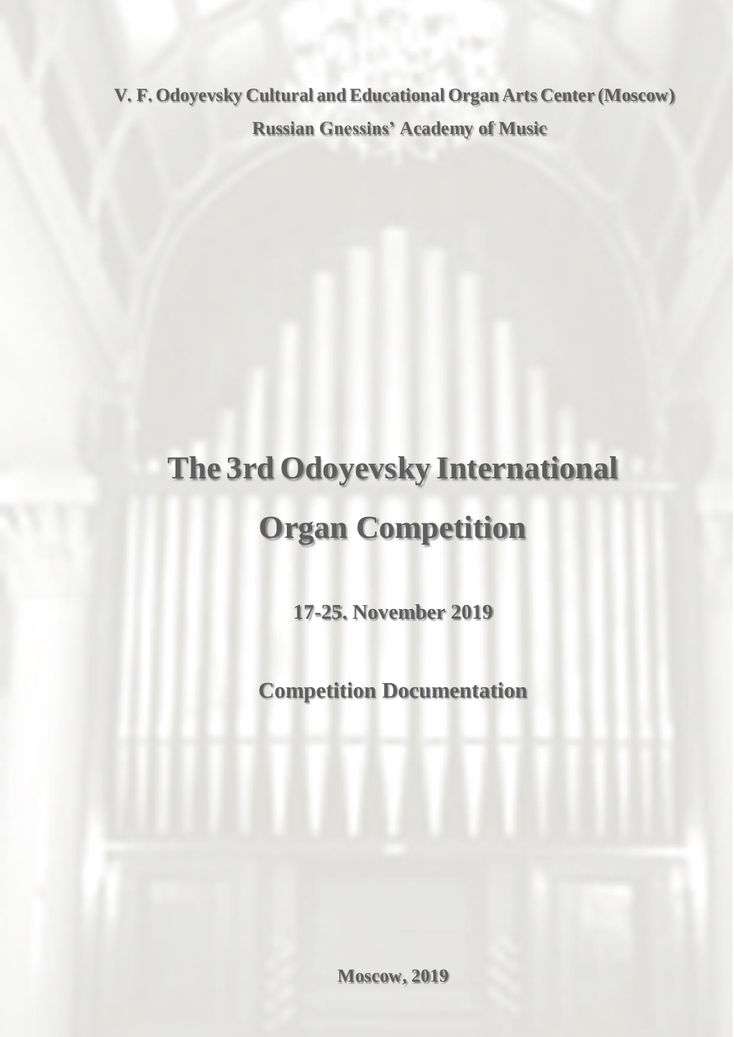**V. F. Odoyevsky Cultural and Educational Organ Arts Center (Moscow)**

**Russian Gnessins' Academy of Music**

# The 3rd Odoyevsky International Organ Competition

**17-25. November 2019**

**Competition Documentation**

**Moscow, 2019**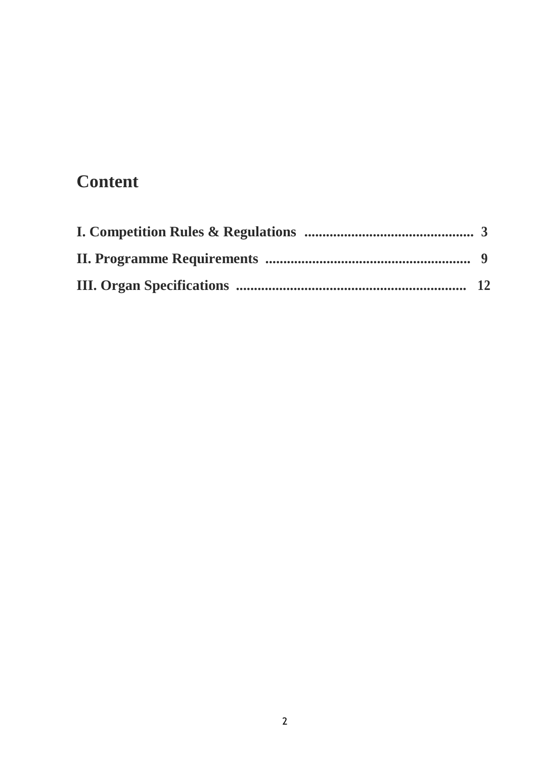# Content

**I. Competition Rules & Regulations .............................................. 3**

**II. Programme Requirements ......................................................... 9**

**III. Organ Specifications ................................................................ 12**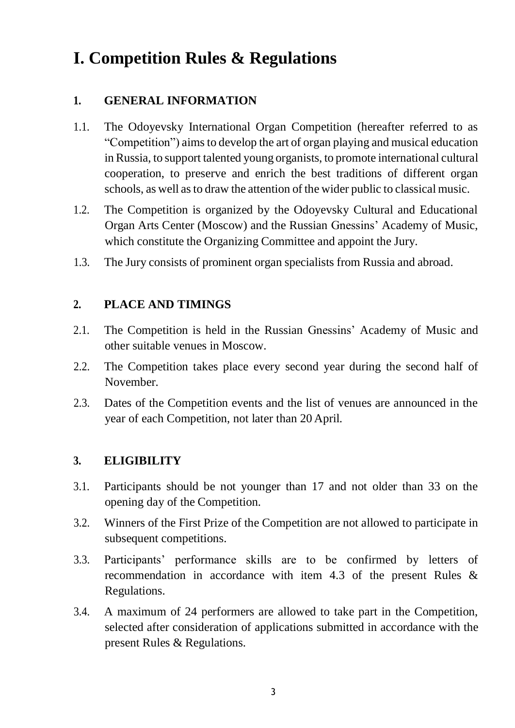# I. Competition Rules & Regulations

## 1. GENERAL INFORMATION

1.1. The Odoyevsky International Organ Competition (hereafter referred to as "Competition") aims to develop the art of organ playing and musical education in Russia, to support talented young organists, to promote international cultural cooperation, to preserve and enrich the best traditions of different organ schools, as well as to draw the attention of the wider public to classical music.

1.2. The Competition is organized by the Odoyevsky Cultural and Educational Organ Arts Center (Moscow) and the Russian Gnessins' Academy of Music, which constitute the Organizing Committee and appoint the Jury.

1.3. The Jury consists of prominent organ specialists from Russia and abroad.

## 2. PLACE AND TIMINGS

2.1. The Competition is held in the Russian Gnessins' Academy of Music and other suitable venues in Moscow.

2.2. The Competition takes place every second year during the second half of November.

2.3. Dates of the Competition events and the list of venues are announced in the year of each Competition, not later than 20 April.

## 3. ELIGIBILITY

3.1. Participants should be not younger than 17 and not older than 33 on the opening day of the Competition.

3.2. Winners of the First Prize of the Competition are not allowed to participate in subsequent competitions.

3.3. Participants' performance skills are to be confirmed by letters of recommendation in accordance with item 4.3 of the present Rules & Regulations.

3.4. A maximum of 24 performers are allowed to take part in the Competition, selected after consideration of applications submitted in accordance with the present Rules & Regulations.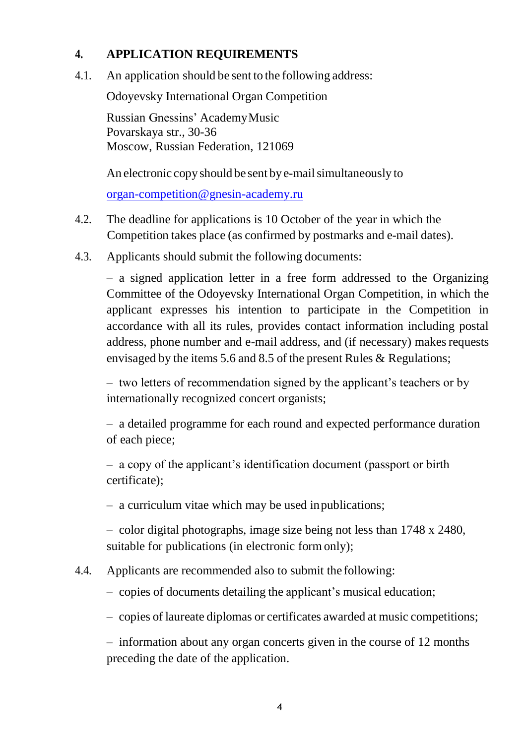## 4. APPLICATION REQUIREMENTS

4.1. An application should be sent to the following address:

Odoyevsky International Organ Competition

Russian Gnessins' AcademyMusic
Povarskaya str., 30-36
Moscow, Russian Federation, 121069

An electronic copy should be sent by e-mail simultaneously to

organ-competition@gnesin-academy.ru

4.2. The deadline for applications is 10 October of the year in which the Competition takes place (as confirmed by postmarks and e-mail dates).

4.3. Applicants should submit the following documents:

– a signed application letter in a free form addressed to the Organizing Committee of the Odoyevsky International Organ Competition, in which the applicant expresses his intention to participate in the Competition in accordance with all its rules, provides contact information including postal address, phone number and e-mail address, and (if necessary) makes requests envisaged by the items 5.6 and 8.5 of the present Rules & Regulations;

– two letters of recommendation signed by the applicant's teachers or by internationally recognized concert organists;

– a detailed programme for each round and expected performance duration of each piece;

– a copy of the applicant's identification document (passport or birth certificate);

– a curriculum vitae which may be used in publications;

– color digital photographs, image size being not less than 1748 x 2480, suitable for publications (in electronic form only);

4.4. Applicants are recommended also to submit the following:

– copies of documents detailing the applicant's musical education;

– copies of laureate diplomas or certificates awarded at music competitions;

– information about any organ concerts given in the course of 12 months preceding the date of the application.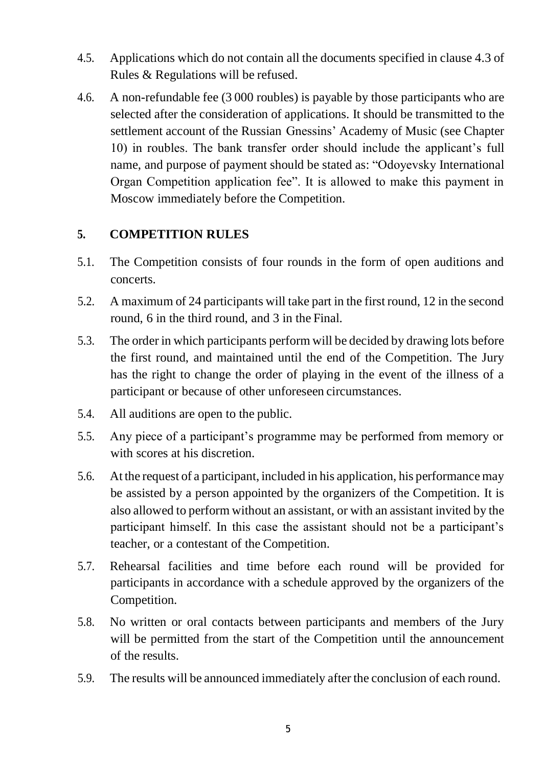4.5. Applications which do not contain all the documents specified in clause 4.3 of Rules & Regulations will be refused.

4.6. A non-refundable fee (3 000 roubles) is payable by those participants who are selected after the consideration of applications. It should be transmitted to the settlement account of the Russian Gnessins' Academy of Music (see Chapter 10) in roubles. The bank transfer order should include the applicant's full name, and purpose of payment should be stated as: "Odoyevsky International Organ Competition application fee". It is allowed to make this payment in Moscow immediately before the Competition.

## 5. COMPETITION RULES

5.1. The Competition consists of four rounds in the form of open auditions and concerts.

5.2. A maximum of 24 participants will take part in the first round, 12 in the second round, 6 in the third round, and 3 in the Final.

5.3. The order in which participants perform will be decided by drawing lots before the first round, and maintained until the end of the Competition. The Jury has the right to change the order of playing in the event of the illness of a participant or because of other unforeseen circumstances.

5.4. All auditions are open to the public.

5.5. Any piece of a participant's programme may be performed from memory or with scores at his discretion.

5.6. At the request of a participant, included in his application, his performance may be assisted by a person appointed by the organizers of the Competition. It is also allowed to perform without an assistant, or with an assistant invited by the participant himself. In this case the assistant should not be a participant's teacher, or a contestant of the Competition.

5.7. Rehearsal facilities and time before each round will be provided for participants in accordance with a schedule approved by the organizers of the Competition.

5.8. No written or oral contacts between participants and members of the Jury will be permitted from the start of the Competition until the announcement of the results.

5.9. The results will be announced immediately after the conclusion of each round.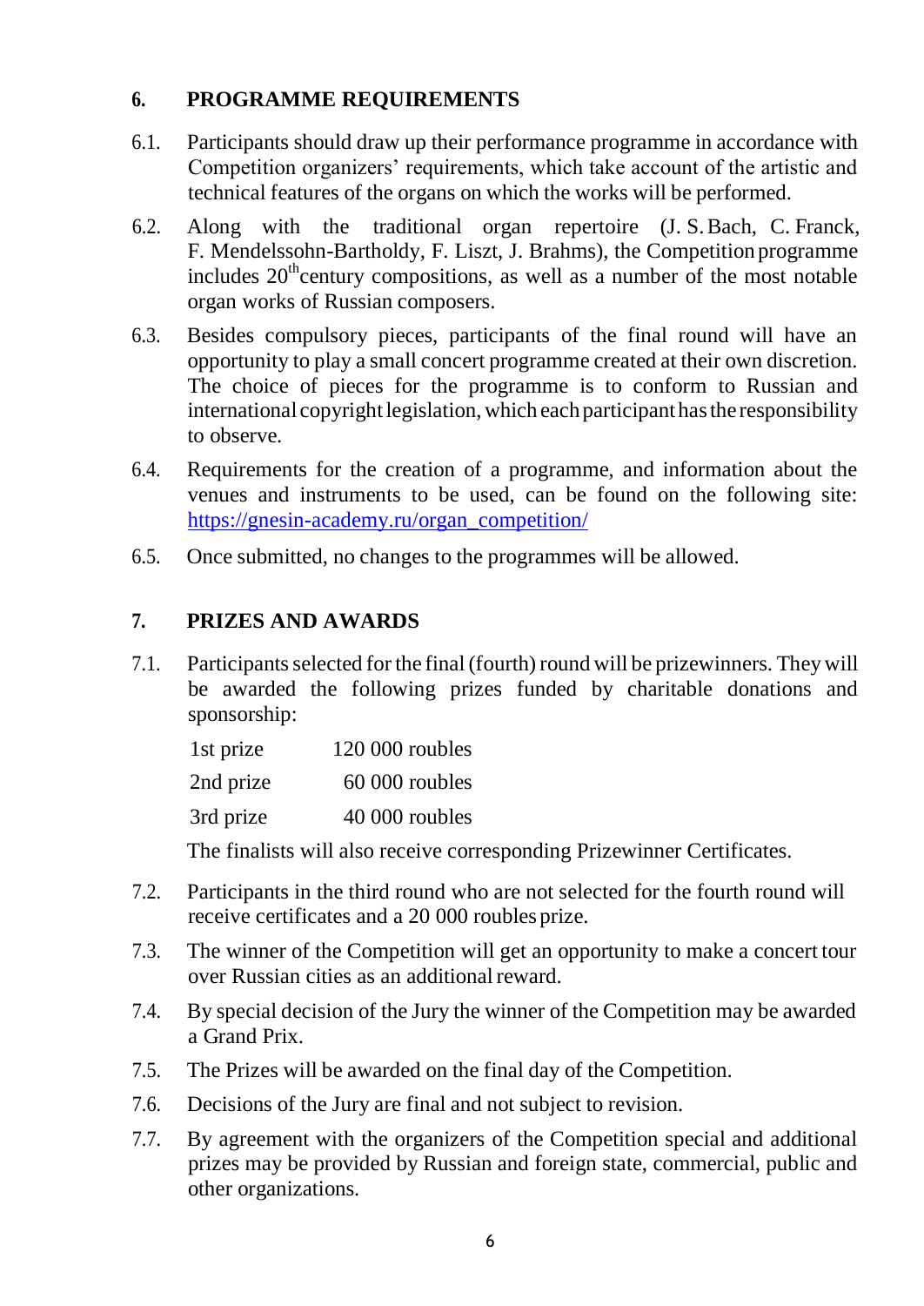## 6. PROGRAMME REQUIREMENTS

6.1. Participants should draw up their performance programme in accordance with Competition organizers' requirements, which take account of the artistic and technical features of the organs on which the works will be performed.

6.2. Along with the traditional organ repertoire (J. S. Bach, C. Franck, F. Mendelssohn-Bartholdy, F. Liszt, J. Brahms), the Competition programme includes 20th century compositions, as well as a number of the most notable organ works of Russian composers.

6.3. Besides compulsory pieces, participants of the final round will have an opportunity to play a small concert programme created at their own discretion. The choice of pieces for the programme is to conform to Russian and international copyright legislation, which each participant has the responsibility to observe.

6.4. Requirements for the creation of a programme, and information about the venues and instruments to be used, can be found on the following site: [https://gnesin-academy.ru/organ_competition/](https://gnesin-academy.ru/organ_competition/)

6.5. Once submitted, no changes to the programmes will be allowed.

## 7. PRIZES AND AWARDS

7.1. Participants selected for the final (fourth) round will be prizewinners. They will be awarded the following prizes funded by charitable donations and sponsorship:

| | |
|---|---|
| 1st prize | 120 000 roubles |
| 2nd prize | 60 000 roubles |
| 3rd prize | 40 000 roubles |

The finalists will also receive corresponding Prizewinner Certificates.

7.2. Participants in the third round who are not selected for the fourth round will receive certificates and a 20 000 roubles prize.

7.3. The winner of the Competition will get an opportunity to make a concert tour over Russian cities as an additional reward.

7.4. By special decision of the Jury the winner of the Competition may be awarded a Grand Prix.

7.5. The Prizes will be awarded on the final day of the Competition.

7.6. Decisions of the Jury are final and not subject to revision.

7.7. By agreement with the organizers of the Competition special and additional prizes may be provided by Russian and foreign state, commercial, public and other organizations.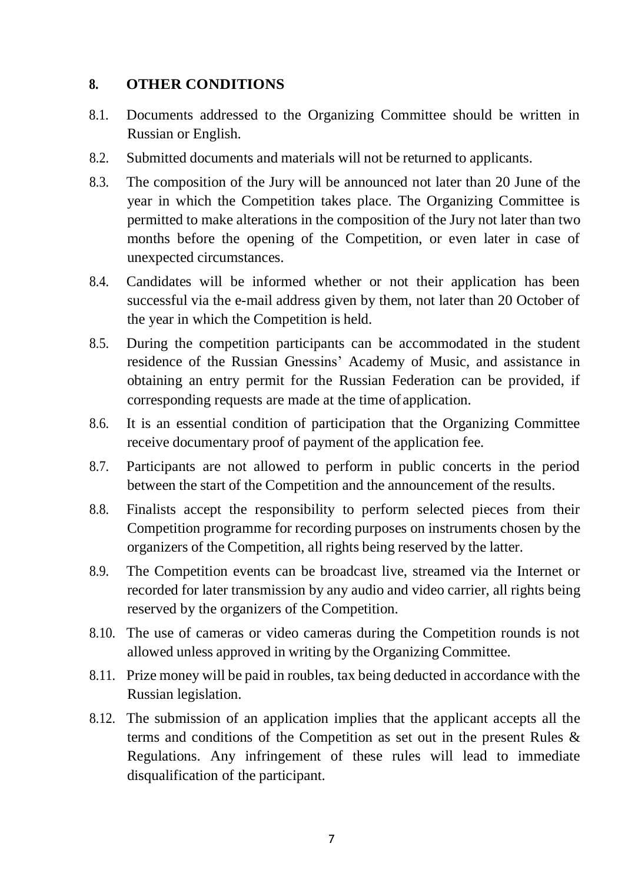## 8. OTHER CONDITIONS

8.1. Documents addressed to the Organizing Committee should be written in Russian or English.

8.2. Submitted documents and materials will not be returned to applicants.

8.3. The composition of the Jury will be announced not later than 20 June of the year in which the Competition takes place. The Organizing Committee is permitted to make alterations in the composition of the Jury not later than two months before the opening of the Competition, or even later in case of unexpected circumstances.

8.4. Candidates will be informed whether or not their application has been successful via the e-mail address given by them, not later than 20 October of the year in which the Competition is held.

8.5. During the competition participants can be accommodated in the student residence of the Russian Gnessins' Academy of Music, and assistance in obtaining an entry permit for the Russian Federation can be provided, if corresponding requests are made at the time of application.

8.6. It is an essential condition of participation that the Organizing Committee receive documentary proof of payment of the application fee.

8.7. Participants are not allowed to perform in public concerts in the period between the start of the Competition and the announcement of the results.

8.8. Finalists accept the responsibility to perform selected pieces from their Competition programme for recording purposes on instruments chosen by the organizers of the Competition, all rights being reserved by the latter.

8.9. The Competition events can be broadcast live, streamed via the Internet or recorded for later transmission by any audio and video carrier, all rights being reserved by the organizers of the Competition.

8.10. The use of cameras or video cameras during the Competition rounds is not allowed unless approved in writing by the Organizing Committee.

8.11. Prize money will be paid in roubles, tax being deducted in accordance with the Russian legislation.

8.12. The submission of an application implies that the applicant accepts all the terms and conditions of the Competition as set out in the present Rules & Regulations. Any infringement of these rules will lead to immediate disqualification of the participant.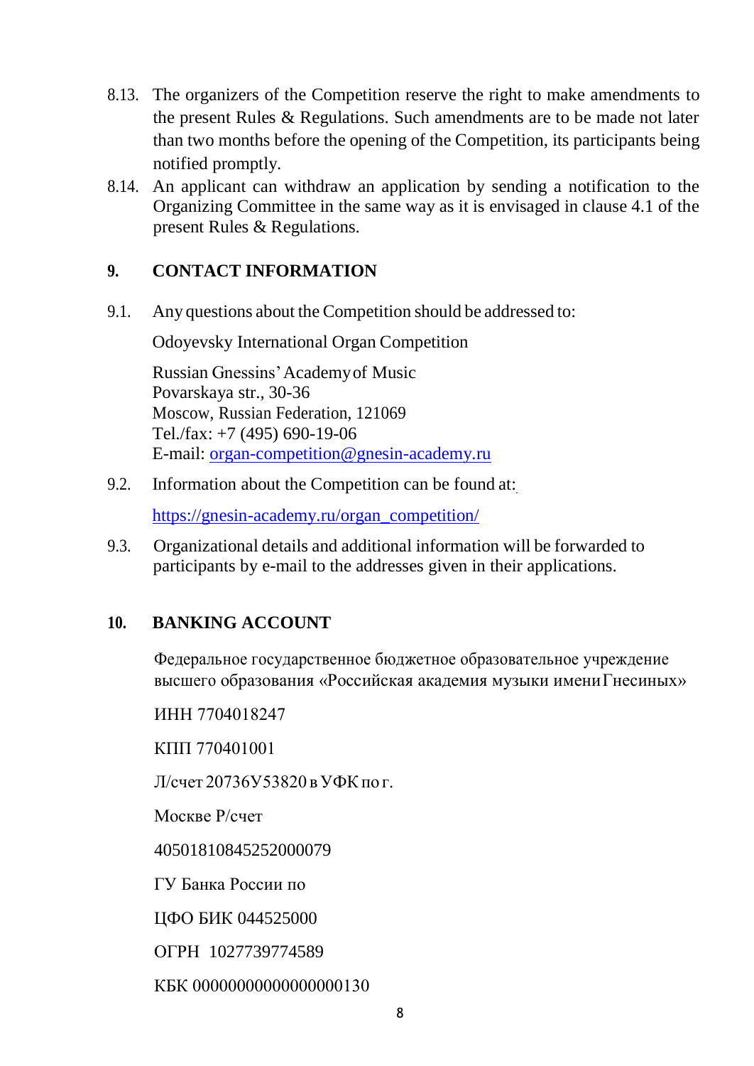8.13. The organizers of the Competition reserve the right to make amendments to the present Rules & Regulations. Such amendments are to be made not later than two months before the opening of the Competition, its participants being notified promptly.

8.14. An applicant can withdraw an application by sending a notification to the Organizing Committee in the same way as it is envisaged in clause 4.1 of the present Rules & Regulations.

## 9. CONTACT INFORMATION

9.1. Any questions about the Competition should be addressed to:

Odoyevsky International Organ Competition

Russian Gnessins' Academy of Music
Povarskaya str., 30-36
Moscow, Russian Federation, 121069
Tel./fax: +7 (495) 690-19-06
E-mail: organ-competition@gnesin-academy.ru

9.2. Information about the Competition can be found at:

https://gnesin-academy.ru/organ_competition/

9.3. Organizational details and additional information will be forwarded to participants by e-mail to the addresses given in their applications.

## 10. BANKING ACCOUNT

Федеральное государственное бюджетное образовательное учреждение высшего образования «Российская академия музыки имени Гнесиных»

ИНН 7704018247

КПП 770401001

Л/счет 20736У53820 в УФК по г.

Москве Р/счет

40501810845252000079

ГУ Банка России по

ЦФО БИК 044525000

ОГРН 1027739774589

КБК 00000000000000000130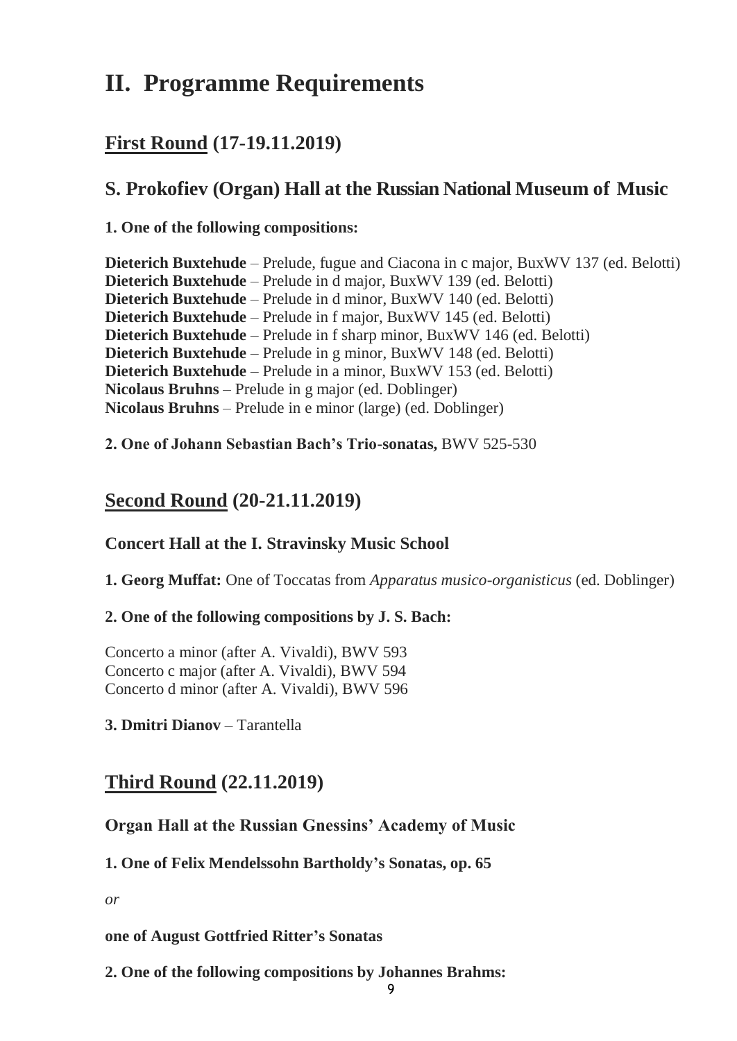# II. Programme Requirements

## First Round (17-19.11.2019)

## S. Prokofiev (Organ) Hall at the Russian National Museum of Music

**1. One of the following compositions:**

**Dieterich Buxtehude** – Prelude, fugue and Ciacona in c major, BuxWV 137 (ed. Belotti)
**Dieterich Buxtehude** – Prelude in d major, BuxWV 139 (ed. Belotti)
**Dieterich Buxtehude** – Prelude in d minor, BuxWV 140 (ed. Belotti)
**Dieterich Buxtehude** – Prelude in f major, BuxWV 145 (ed. Belotti)
**Dieterich Buxtehude** – Prelude in f sharp minor, BuxWV 146 (ed. Belotti)
**Dieterich Buxtehude** – Prelude in g minor, BuxWV 148 (ed. Belotti)
**Dieterich Buxtehude** – Prelude in a minor, BuxWV 153 (ed. Belotti)
**Nicolaus Bruhns** – Prelude in g major (ed. Doblinger)
**Nicolaus Bruhns** – Prelude in e minor (large) (ed. Doblinger)

**2. One of Johann Sebastian Bach's Trio-sonatas,** BWV 525-530

## Second Round (20-21.11.2019)

### Concert Hall at the I. Stravinsky Music School

**1. Georg Muffat:** One of Toccatas from *Apparatus musico-organisticus* (ed. Doblinger)

**2. One of the following compositions by J. S. Bach:**

Concerto a minor (after A. Vivaldi), BWV 593
Concerto c major (after A. Vivaldi), BWV 594
Concerto d minor (after A. Vivaldi), BWV 596

**3. Dmitri Dianov** – Tarantella

## Third Round (22.11.2019)

### Organ Hall at the Russian Gnessins' Academy of Music

**1. One of Felix Mendelssohn Bartholdy's Sonatas, op. 65**

*or*

**one of August Gottfried Ritter's Sonatas**

**2. One of the following compositions by Johannes Brahms:**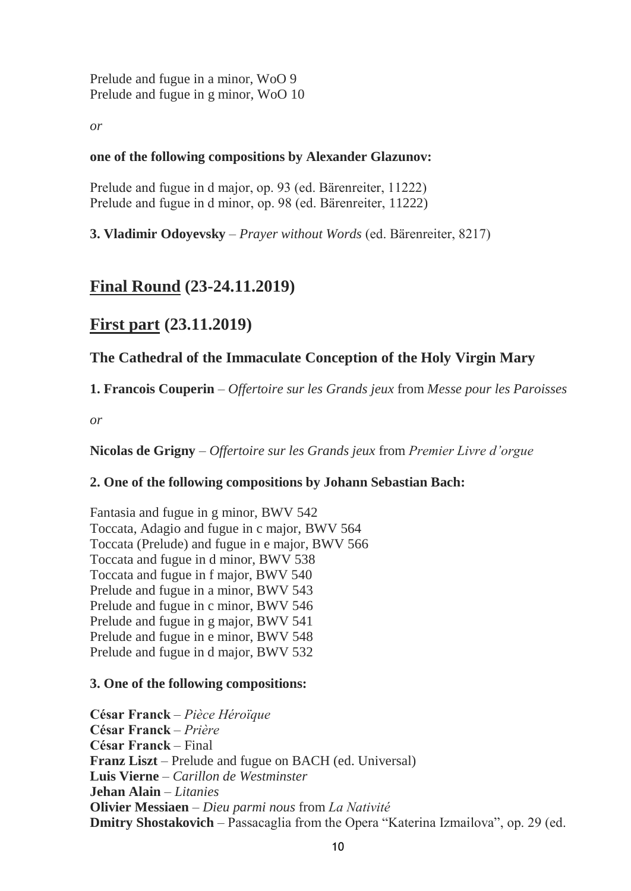Prelude and fugue in a minor, WoO 9
Prelude and fugue in g minor, WoO 10

*or*

**one of the following compositions by Alexander Glazunov:**

Prelude and fugue in d major, op. 93 (ed. Bärenreiter, 11222)
Prelude and fugue in d minor, op. 98 (ed. Bärenreiter, 11222)

**3. Vladimir Odoyevsky** – *Prayer without Words* (ed. Bärenreiter, 8217)

## <u>Final Round</u> (23-24.11.2019)

## <u>First part</u> (23.11.2019)

### The Cathedral of the Immaculate Conception of the Holy Virgin Mary

**1. Francois Couperin** – *Offertoire sur les Grands jeux* from *Messe pour les Paroisses*

*or*

**Nicolas de Grigny** – *Offertoire sur les Grands jeux* from *Premier Livre d'orgue*

**2. One of the following compositions by Johann Sebastian Bach:**

Fantasia and fugue in g minor, BWV 542
Toccata, Adagio and fugue in c major, BWV 564
Toccata (Prelude) and fugue in e major, BWV 566
Toccata and fugue in d minor, BWV 538
Toccata and fugue in f major, BWV 540
Prelude and fugue in a minor, BWV 543
Prelude and fugue in c minor, BWV 546
Prelude and fugue in g major, BWV 541
Prelude and fugue in e minor, BWV 548
Prelude and fugue in d major, BWV 532

**3. One of the following compositions:**

**César Franck** – *Pièce Héroïque*
**César Franck** – *Prière*
**César Franck** – Final
**Franz Liszt** – Prelude and fugue on BACH (ed. Universal)
**Luis Vierne** – *Carillon de Westminster*
**Jehan Alain** – *Litanies*
**Olivier Messiaen** – *Dieu parmi nous* from *La Nativité*
**Dmitry Shostakovich** – Passacaglia from the Opera "Katerina Izmailova", op. 29 (ed.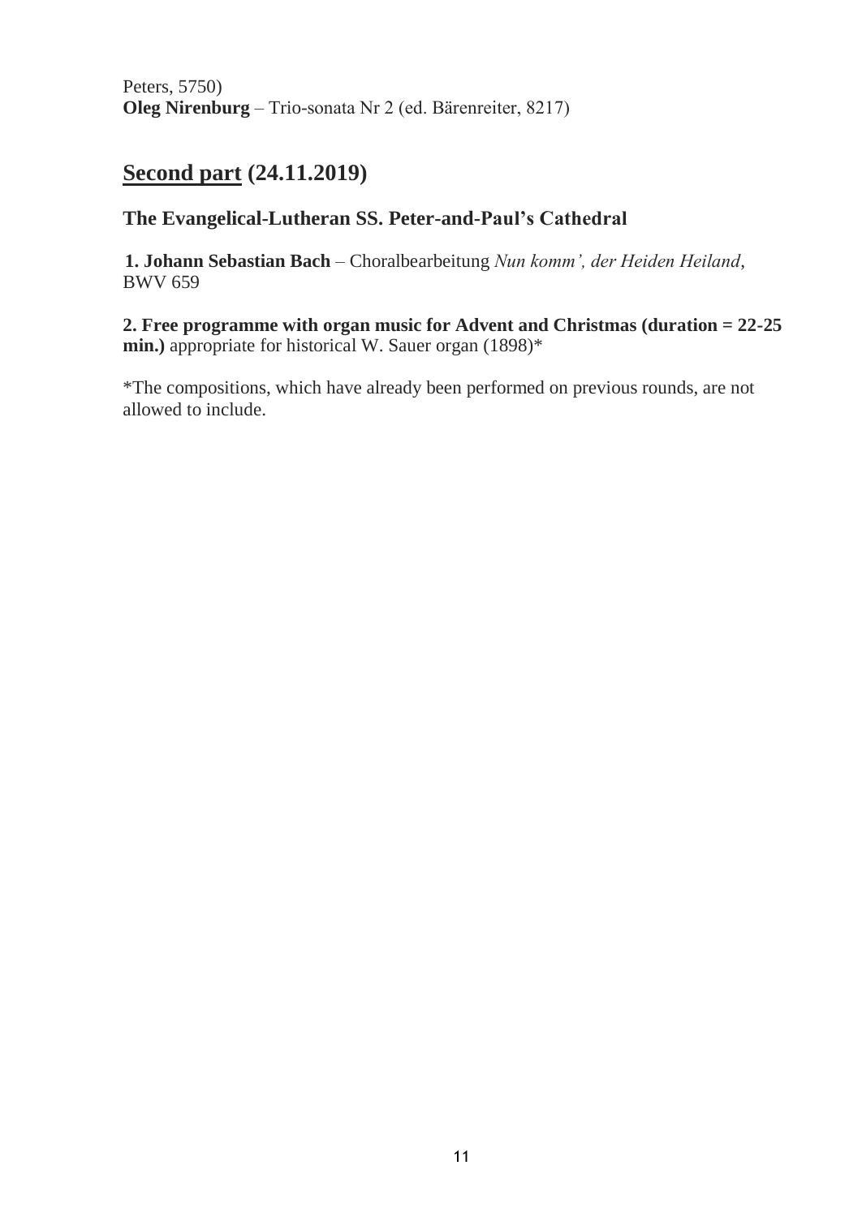Peters, 5750)
**Oleg Nirenburg** – Trio-sonata Nr 2 (ed. Bärenreiter, 8217)

## Second part (24.11.2019)

### The Evangelical-Lutheran SS. Peter-and-Paul's Cathedral

**1. Johann Sebastian Bach** – Choralbearbeitung *Nun komm', der Heiden Heiland*, BWV 659

**2. Free programme with organ music for Advent and Christmas (duration = 22-25 min.)** appropriate for historical W. Sauer organ (1898)*

*The compositions, which have already been performed on previous rounds, are not allowed to include.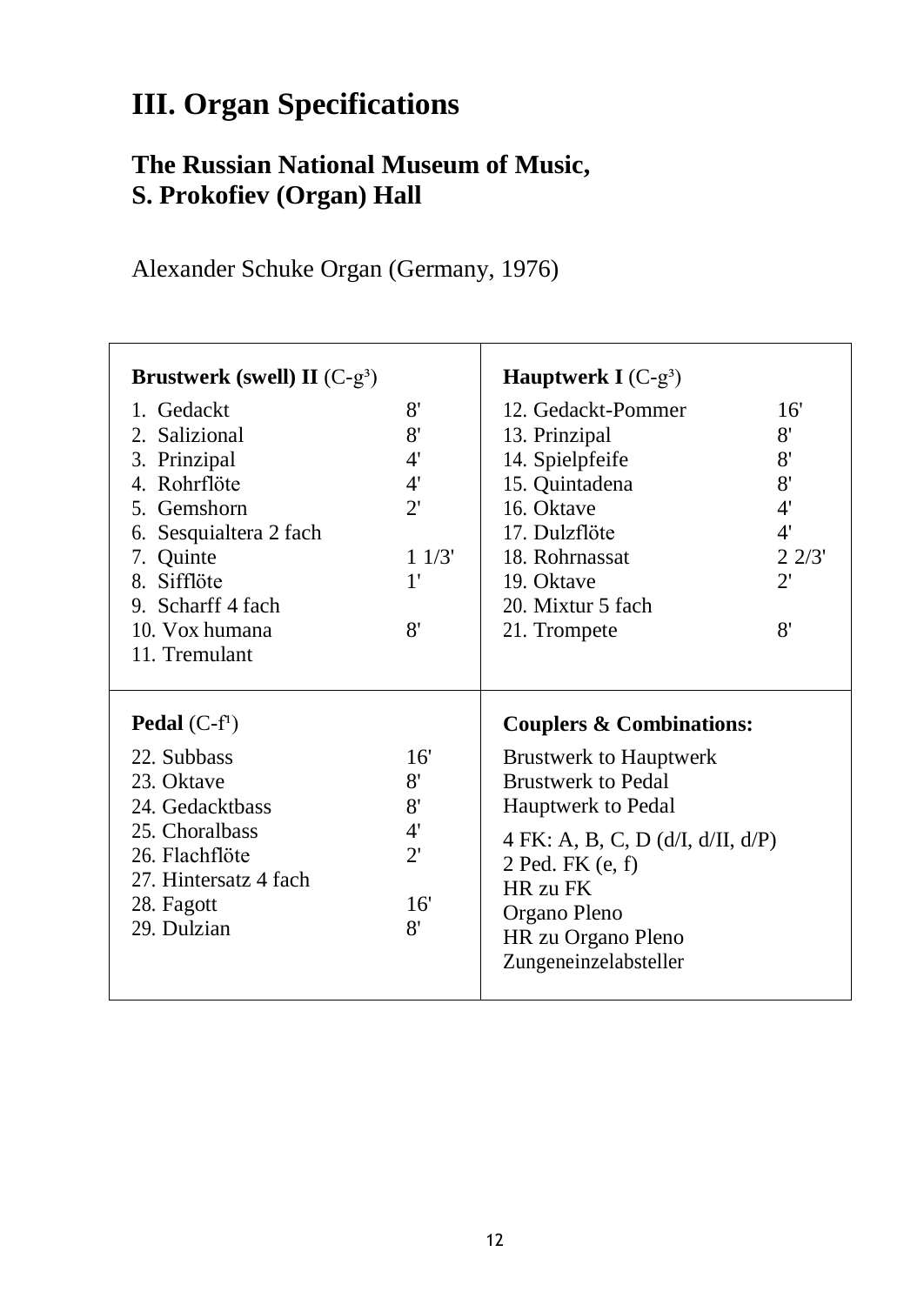# III. Organ Specifications

## The Russian National Museum of Music, S. Prokofiev (Organ) Hall

Alexander Schuke Organ (Germany, 1976)

**Brustwerk (swell) II** (C-$g^3$)

| | |
|---|---|
| 1. Gedackt | 8' |
| 2. Salizional | 8' |
| 3. Prinzipal | 4' |
| 4. Rohrflöte | 4' |
| 5. Gemshorn | 2' |
| 6. Sesquialtera 2 fach | |
| 7. Quinte | 1 1/3' |
| 8. Sifflöte | 1' |
| 9. Scharff 4 fach | |
| 10. Vox humana | 8' |
| 11. Tremulant | |

**Hauptwerk I** (C-$g^3$)

| | |
|---|---|
| 12. Gedackt-Pommer | 16' |
| 13. Prinzipal | 8' |
| 14. Spielpfeife | 8' |
| 15. Quintadena | 8' |
| 16. Oktave | 4' |
| 17. Dulzflöte | 4' |
| 18. Rohrnassat | 2 2/3' |
| 19. Oktave | 2' |
| 20. Mixtur 5 fach | |
| 21. Trompete | 8' |

**Pedal** (C-$f^1$)

| | |
|---|---|
| 22. Subbass | 16' |
| 23. Oktave | 8' |
| 24. Gedacktbass | 8' |
| 25. Choralbass | 4' |
| 26. Flachflöte | 2' |
| 27. Hintersatz 4 fach | |
| 28. Fagott | 16' |
| 29. Dulzian | 8' |

**Couplers & Combinations:**

Brustwerk to Hauptwerk
Brustwerk to Pedal
Hauptwerk to Pedal

4 FK: A, B, C, D (d/I, d/II, d/P)
2 Ped. FK (e, f)
HR zu FK
Organo Pleno
HR zu Organo Pleno
Zungeneinzelabsteller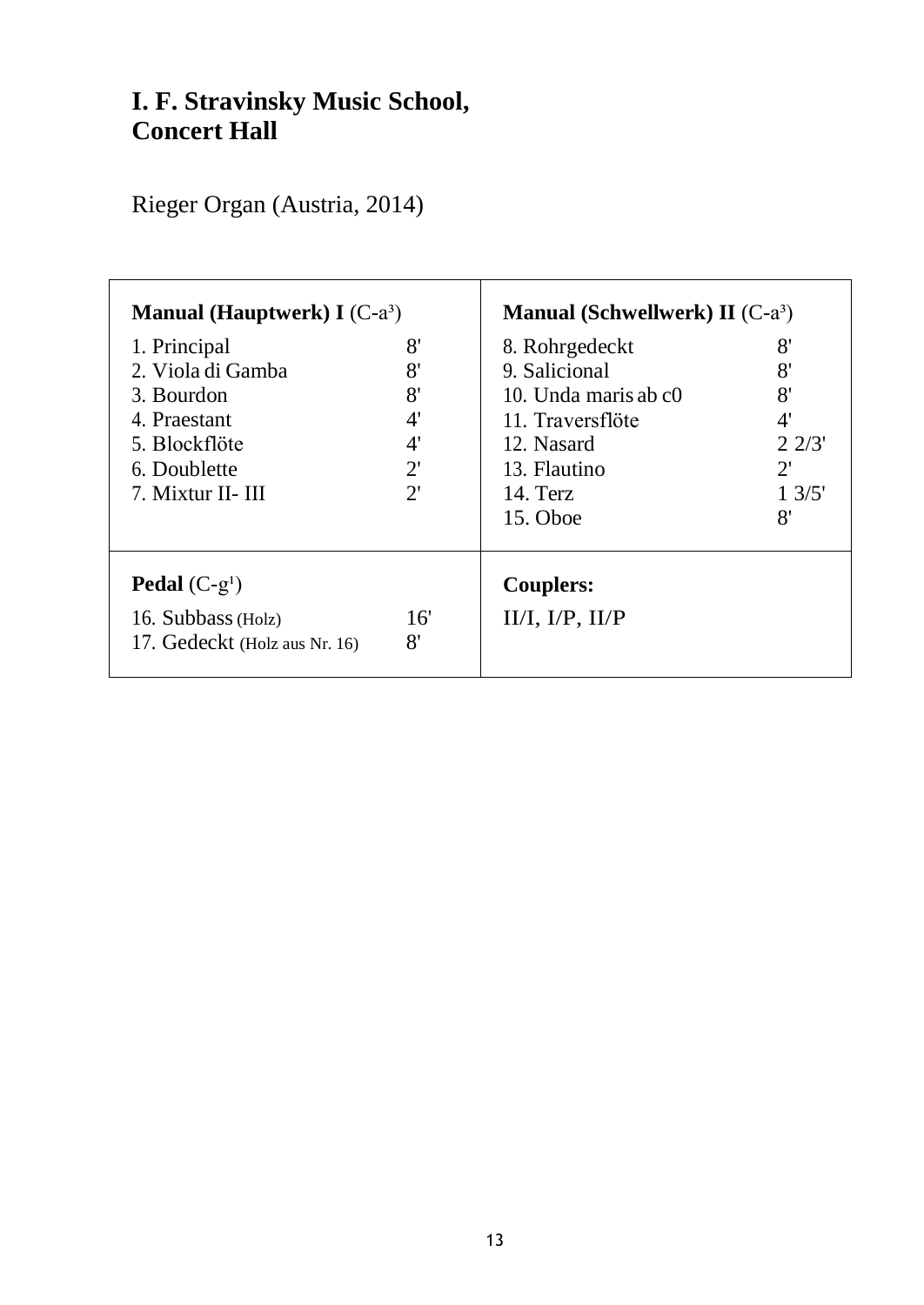# I. F. Stravinsky Music School, Concert Hall

Rieger Organ (Austria, 2014)

| **Manual (Hauptwerk) I** (C-a³) | | **Manual (Schwellwerk) II** (C-a³) | |
|---|---|---|---|
| 1. Principal | 8' | 8. Rohrgedeckt | 8' |
| 2. Viola di Gamba | 8' | 9. Salicional | 8' |
| 3. Bourdon | 8' | 10. Unda maris ab c0 | 8' |
| 4. Praestant | 4' | 11. Traversflöte | 4' |
| 5. Blockflöte | 4' | 12. Nasard | 2 2/3' |
| 6. Doublette | 2' | 13. Flautino | 2' |
| 7. Mixtur II- III | 2' | 14. Terz | 1 3/5' |
| | | 15. Oboe | 8' |
| **Pedal** (C-g¹) | | **Couplers:** | |
| 16. Subbass (Holz) | 16' | II/I, I/P, II/P | |
| 17. Gedeckt (Holz aus Nr. 16) | 8' | | |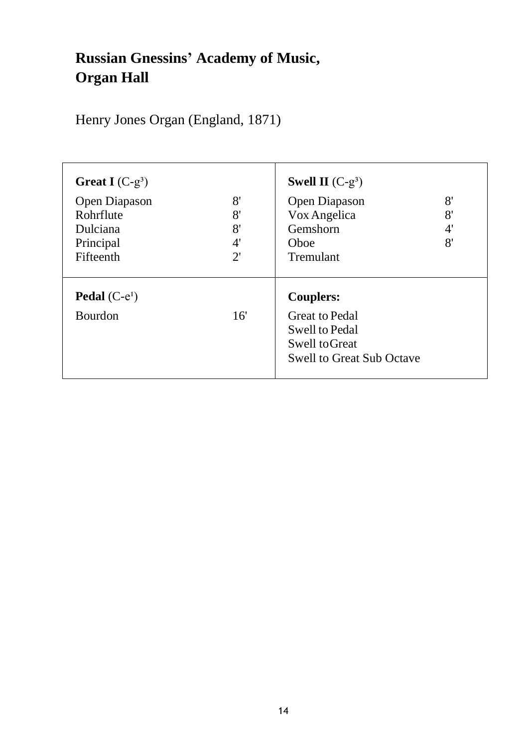# Russian Gnessins' Academy of Music, Organ Hall

Henry Jones Organ (England, 1871)

| **Great I** (C-g³) | | **Swell II** (C-g³) | |
|---|---|---|---|
| Open Diapason | 8' | Open Diapason | 8' |
| Rohrflute | 8' | Vox Angelica | 8' |
| Dulciana | 8' | Gemshorn | 4' |
| Principal | 4' | Oboe | 8' |
| Fifteenth | 2' | Tremulant | |
| **Pedal** (C-e¹) | | **Couplers:** | |
| Bourdon | 16' | Great to Pedal | |
| | | Swell to Pedal | |
| | | Swell to Great | |
| | | Swell to Great Sub Octave | |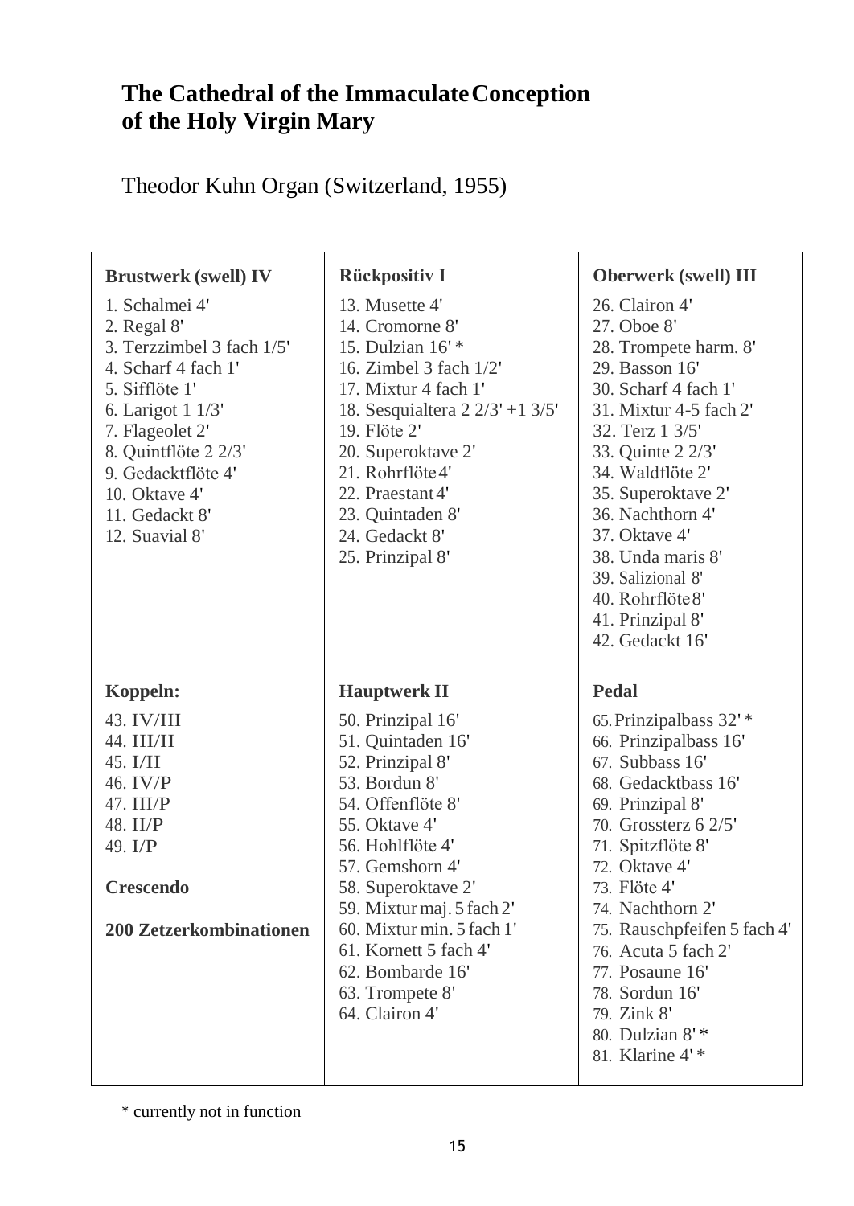# The Cathedral of the Immaculate Conception of the Holy Virgin Mary

Theodor Kuhn Organ (Switzerland, 1955)

| Brustwerk (swell) IV | Rückpositiv I | Oberwerk (swell) III |
|---|---|---|
| 1. Schalmei 4'<br>2. Regal 8'<br>3. Terzzimbel 3 fach 1/5'<br>4. Scharf 4 fach 1'<br>5. Sifflöte 1'<br>6. Larigot 1 1/3'<br>7. Flageolet 2'<br>8. Quintflöte 2 2/3'<br>9. Gedacktflöte 4'<br>10. Oktave 4'<br>11. Gedackt 8'<br>12. Suavial 8' | 13. Musette 4'<br>14. Cromorne 8'<br>15. Dulzian 16' *<br>16. Zimbel 3 fach 1/2'<br>17. Mixtur 4 fach 1'<br>18. Sesquialtera 2 2/3' +1 3/5'<br>19. Flöte 2'<br>20. Superoktave 2'<br>21. Rohrflöte 4'<br>22. Praestant 4'<br>23. Quintaden 8'<br>24. Gedackt 8'<br>25. Prinzipal 8' | 26. Clairon 4'<br>27. Oboe 8'<br>28. Trompete harm. 8'<br>29. Basson 16'<br>30. Scharf 4 fach 1'<br>31. Mixtur 4-5 fach 2'<br>32. Terz 1 3/5'<br>33. Quinte 2 2/3'<br>34. Waldflöte 2'<br>35. Superoktave 2'<br>36. Nachthorn 4'<br>37. Oktave 4'<br>38. Unda maris 8'<br>39. Salizional 8'<br>40. Rohrflöte 8'<br>41. Prinzipal 8'<br>42. Gedackt 16' |
| **Koppeln:** | **Hauptwerk II** | **Pedal** |
| 43. IV/III<br>44. III/II<br>45. I/II<br>46. IV/P<br>47. III/P<br>48. II/P<br>49. I/P<br><br>**Crescendo**<br><br>**200 Zetzerkombinationen** | 50. Prinzipal 16'<br>51. Quintaden 16'<br>52. Prinzipal 8'<br>53. Bordun 8'<br>54. Offenflöte 8'<br>55. Oktave 4'<br>56. Hohlflöte 4'<br>57. Gemshorn 4'<br>58. Superoktave 2'<br>59. Mixtur maj. 5 fach 2'<br>60. Mixtur min. 5 fach 1'<br>61. Kornett 5 fach 4'<br>62. Bombarde 16'<br>63. Trompete 8'<br>64. Clairon 4' | 65. Prinzipalbass 32' *<br>66. Prinzipalbass 16'<br>67. Subbass 16'<br>68. Gedacktbass 16'<br>69. Prinzipal 8'<br>70. Grossterz 6 2/5'<br>71. Spitzflöte 8'<br>72. Oktave 4'<br>73. Flöte 4'<br>74. Nachthorn 2'<br>75. Rauschpfeifen 5 fach 4'<br>76. Acuta 5 fach 2'<br>77. Posaune 16'<br>78. Sordun 16'<br>79. Zink 8'<br>80. Dulzian 8' *<br>81. Klarine 4' * |

\* currently not in function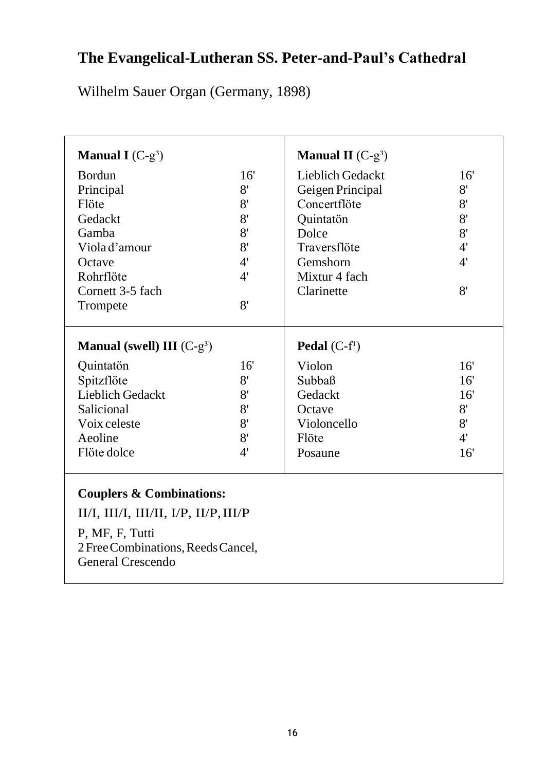# The Evangelical-Lutheran SS. Peter-and-Paul's Cathedral

Wilhelm Sauer Organ (Germany, 1898)

**Manual I** (C-g³)

| | |
|---|---|
| Bordun | 16' |
| Principal | 8' |
| Flöte | 8' |
| Gedackt | 8' |
| Gamba | 8' |
| Viola d'amour | 8' |
| Octave | 4' |
| Rohrflöte | 4' |
| Cornett 3-5 fach | |
| Trompete | 8' |

**Manual II** (C-g³)

| | |
|---|---|
| Lieblich Gedackt | 16' |
| Geigen Principal | 8' |
| Concertflöte | 8' |
| Quintatön | 8' |
| Dolce | 8' |
| Traversflöte | 4' |
| Gemshorn | 4' |
| Mixtur 4 fach | |
| Clarinette | 8' |

**Manual (swell) III** (C-g³)

| | |
|---|---|
| Quintatön | 16' |
| Spitzflöte | 8' |
| Lieblich Gedackt | 8' |
| Salicional | 8' |
| Voix celeste | 8' |
| Aeoline | 8' |
| Flöte dolce | 4' |

**Pedal** (C-f¹)

| | |
|---|---|
| Violon | 16' |
| Subbaß | 16' |
| Gedackt | 16' |
| Octave | 8' |
| Violoncello | 8' |
| Flöte | 4' |
| Posaune | 16' |

**Couplers & Combinations:**

II/I, III/I, III/II, I/P, II/P, III/P

P, MF, F, Tutti
2 Free Combinations, Reeds Cancel,
General Crescendo